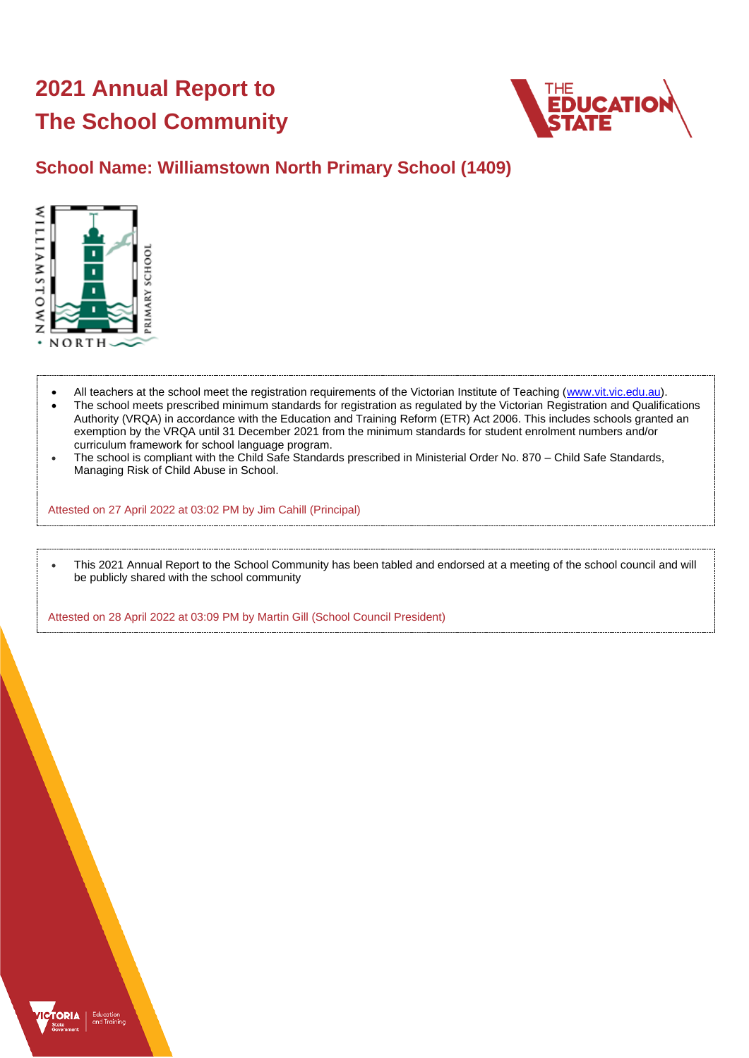# 2021 Annual Report to The School Community

## School Name: Williamstown North Primary School (1409)

- All teachers at the school meet the registration requirements of the Victorian Institute of Teaching (www.vit.vic.edu.au).
- The school meets prescribed minimum standards for registration as regulated by the Victorian Registration and Qualifications Authority (VRQA) in accordance with the Education and Training Reform (ETR) Act 2006. This includes schools granted an exemption by the VRQA until 31 December 2021 from the minimum standards for student enrolment numbers and/or curriculum framework for school language program.
- The school is compliant with the Child Safe Standards prescribed in Ministerial Order No. 870 – Child Safe Standards, Managing Risk of Child Abuse in School.

Attested on 27 April 2022 at 03:02 PM by Jim Cahill (Principal)

- This 2021 Annual Report to the School Community has been tabled and endorsed at a meeting of the school council and will be publicly shared with the school community

Attested on 28 April 2022 at 03:09 PM by Martin Gill (School Council President)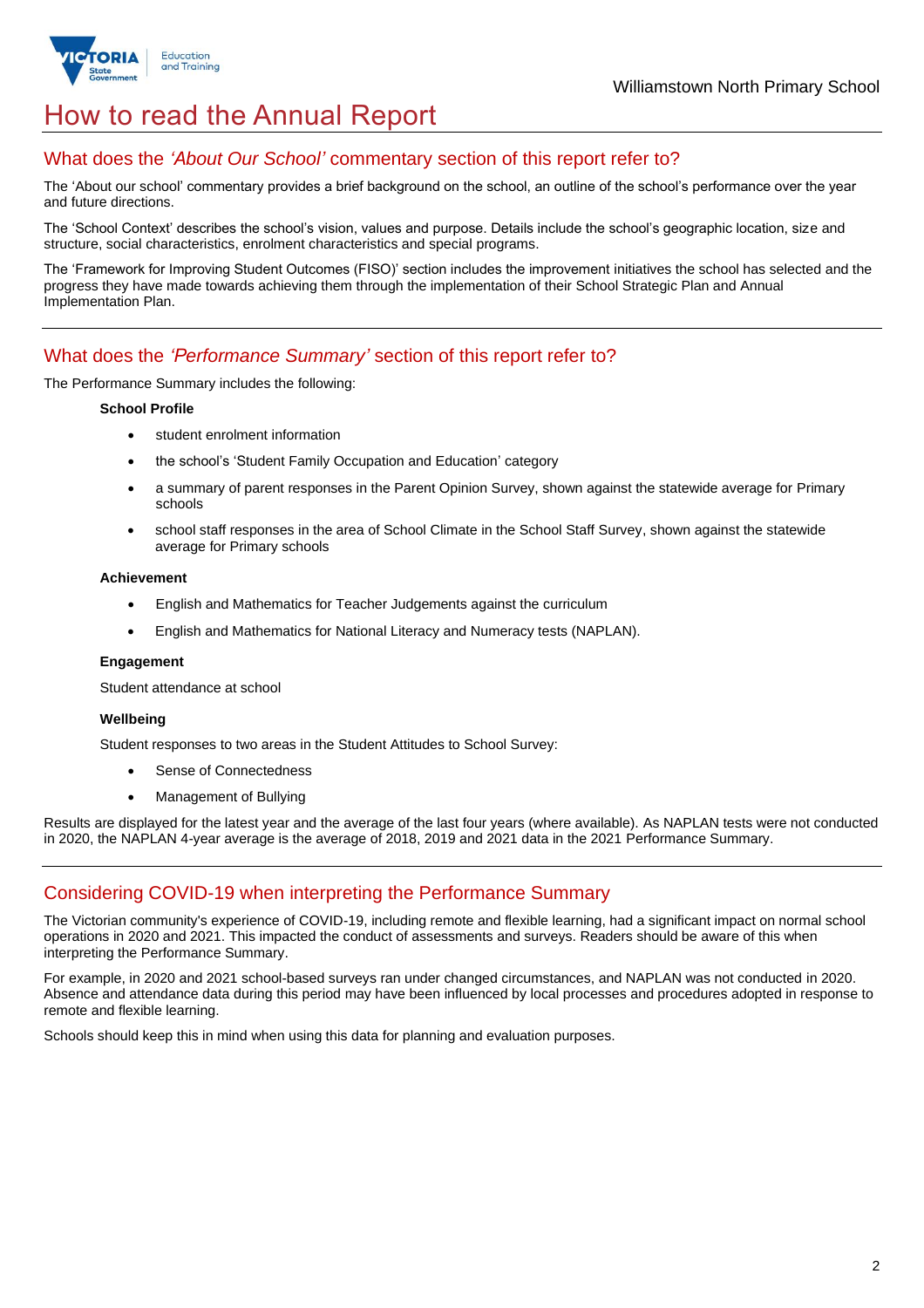# How to read the Annual Report

## What does the *'About Our School'* commentary section of this report refer to?

The 'About our school' commentary provides a brief background on the school, an outline of the school's performance over the year and future directions.

The 'School Context' describes the school's vision, values and purpose. Details include the school's geographic location, size and structure, social characteristics, enrolment characteristics and special programs.

The 'Framework for Improving Student Outcomes (FISO)' section includes the improvement initiatives the school has selected and the progress they have made towards achieving them through the implementation of their School Strategic Plan and Annual Implementation Plan.

## What does the *'Performance Summary'* section of this report refer to?

The Performance Summary includes the following:

**School Profile**

- student enrolment information
- the school's 'Student Family Occupation and Education' category
- a summary of parent responses in the Parent Opinion Survey, shown against the statewide average for Primary schools
- school staff responses in the area of School Climate in the School Staff Survey, shown against the statewide average for Primary schools

**Achievement**

- English and Mathematics for Teacher Judgements against the curriculum
- English and Mathematics for National Literacy and Numeracy tests (NAPLAN).

**Engagement**

Student attendance at school

**Wellbeing**

Student responses to two areas in the Student Attitudes to School Survey:

- Sense of Connectedness
- Management of Bullying

Results are displayed for the latest year and the average of the last four years (where available). As NAPLAN tests were not conducted in 2020, the NAPLAN 4-year average is the average of 2018, 2019 and 2021 data in the 2021 Performance Summary.

## Considering COVID-19 when interpreting the Performance Summary

The Victorian community's experience of COVID-19, including remote and flexible learning, had a significant impact on normal school operations in 2020 and 2021. This impacted the conduct of assessments and surveys. Readers should be aware of this when interpreting the Performance Summary.

For example, in 2020 and 2021 school-based surveys ran under changed circumstances, and NAPLAN was not conducted in 2020. Absence and attendance data during this period may have been influenced by local processes and procedures adopted in response to remote and flexible learning.

Schools should keep this in mind when using this data for planning and evaluation purposes.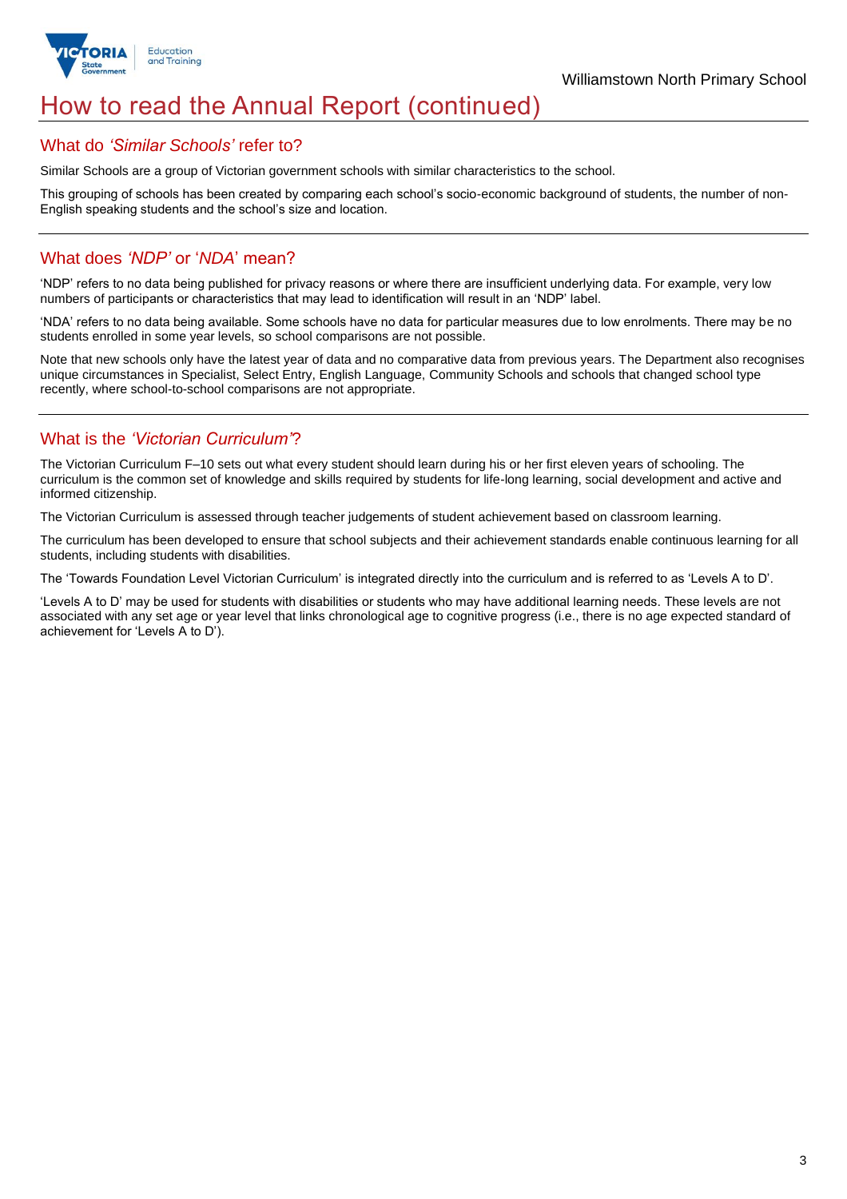# How to read the Annual Report (continued)

## What do *'Similar Schools'* refer to?

Similar Schools are a group of Victorian government schools with similar characteristics to the school.

This grouping of schools has been created by comparing each school's socio-economic background of students, the number of non-English speaking students and the school's size and location.

## What does *'NDP'* or '*NDA*' mean?

'NDP' refers to no data being published for privacy reasons or where there are insufficient underlying data. For example, very low numbers of participants or characteristics that may lead to identification will result in an 'NDP' label.

'NDA' refers to no data being available. Some schools have no data for particular measures due to low enrolments. There may be no students enrolled in some year levels, so school comparisons are not possible.

Note that new schools only have the latest year of data and no comparative data from previous years. The Department also recognises unique circumstances in Specialist, Select Entry, English Language, Community Schools and schools that changed school type recently, where school-to-school comparisons are not appropriate.

## What is the *'Victorian Curriculum'*?

The Victorian Curriculum F–10 sets out what every student should learn during his or her first eleven years of schooling. The curriculum is the common set of knowledge and skills required by students for life-long learning, social development and active and informed citizenship.

The Victorian Curriculum is assessed through teacher judgements of student achievement based on classroom learning.

The curriculum has been developed to ensure that school subjects and their achievement standards enable continuous learning for all students, including students with disabilities.

The 'Towards Foundation Level Victorian Curriculum' is integrated directly into the curriculum and is referred to as 'Levels A to D'.

'Levels A to D' may be used for students with disabilities or students who may have additional learning needs. These levels are not associated with any set age or year level that links chronological age to cognitive progress (i.e., there is no age expected standard of achievement for 'Levels A to D').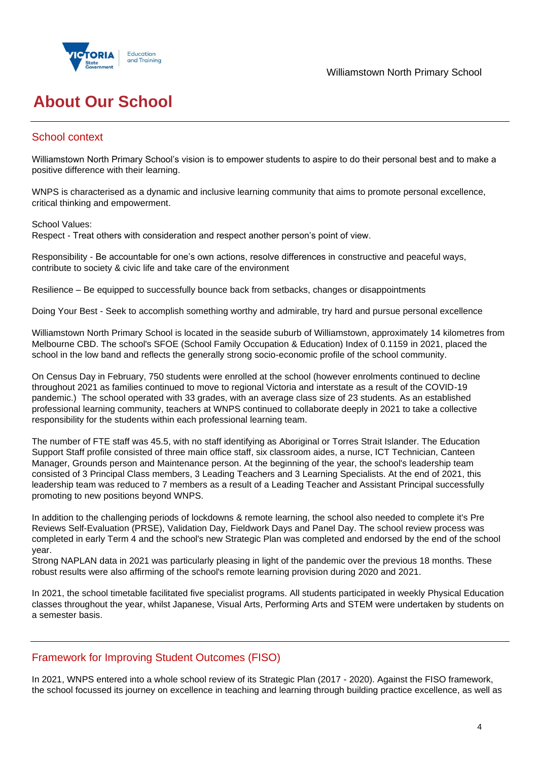# About Our School

## School context

Williamstown North Primary School's vision is to empower students to aspire to do their personal best and to make a positive difference with their learning.

WNPS is characterised as a dynamic and inclusive learning community that aims to promote personal excellence, critical thinking and empowerment.

School Values:
Respect - Treat others with consideration and respect another person's point of view.

Responsibility - Be accountable for one's own actions, resolve differences in constructive and peaceful ways, contribute to society & civic life and take care of the environment

Resilience – Be equipped to successfully bounce back from setbacks, changes or disappointments

Doing Your Best - Seek to accomplish something worthy and admirable, try hard and pursue personal excellence

Williamstown North Primary School is located in the seaside suburb of Williamstown, approximately 14 kilometres from Melbourne CBD. The school's SFOE (School Family Occupation & Education) Index of 0.1159 in 2021, placed the school in the low band and reflects the generally strong socio-economic profile of the school community.

On Census Day in February, 750 students were enrolled at the school (however enrolments continued to decline throughout 2021 as families continued to move to regional Victoria and interstate as a result of the COVID-19 pandemic.) The school operated with 33 grades, with an average class size of 23 students. As an established professional learning community, teachers at WNPS continued to collaborate deeply in 2021 to take a collective responsibility for the students within each professional learning team.

The number of FTE staff was 45.5, with no staff identifying as Aboriginal or Torres Strait Islander. The Education Support Staff profile consisted of three main office staff, six classroom aides, a nurse, ICT Technician, Canteen Manager, Grounds person and Maintenance person. At the beginning of the year, the school's leadership team consisted of 3 Principal Class members, 3 Leading Teachers and 3 Learning Specialists. At the end of 2021, this leadership team was reduced to 7 members as a result of a Leading Teacher and Assistant Principal successfully promoting to new positions beyond WNPS.

In addition to the challenging periods of lockdowns & remote learning, the school also needed to complete it's Pre Reviews Self-Evaluation (PRSE), Validation Day, Fieldwork Days and Panel Day. The school review process was completed in early Term 4 and the school's new Strategic Plan was completed and endorsed by the end of the school year.
Strong NAPLAN data in 2021 was particularly pleasing in light of the pandemic over the previous 18 months. These robust results were also affirming of the school's remote learning provision during 2020 and 2021.

In 2021, the school timetable facilitated five specialist programs. All students participated in weekly Physical Education classes throughout the year, whilst Japanese, Visual Arts, Performing Arts and STEM were undertaken by students on a semester basis.

## Framework for Improving Student Outcomes (FISO)

In 2021, WNPS entered into a whole school review of its Strategic Plan (2017 - 2020). Against the FISO framework, the school focussed its journey on excellence in teaching and learning through building practice excellence, as well as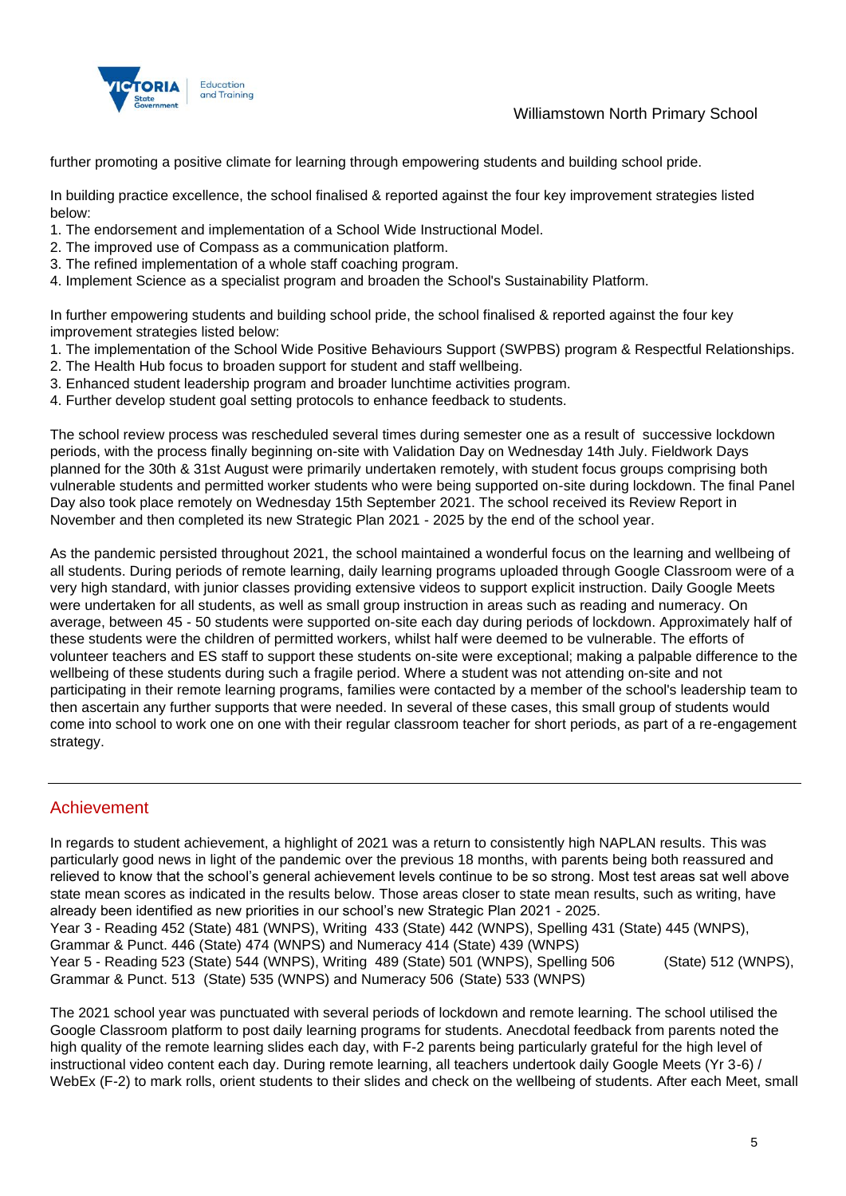further promoting a positive climate for learning through empowering students and building school pride.

In building practice excellence, the school finalised & reported against the four key improvement strategies listed below:

1. The endorsement and implementation of a School Wide Instructional Model.
2. The improved use of Compass as a communication platform.
3. The refined implementation of a whole staff coaching program.
4. Implement Science as a specialist program and broaden the School's Sustainability Platform.

In further empowering students and building school pride, the school finalised & reported against the four key improvement strategies listed below:

1. The implementation of the School Wide Positive Behaviours Support (SWPBS) program & Respectful Relationships.
2. The Health Hub focus to broaden support for student and staff wellbeing.
3. Enhanced student leadership program and broader lunchtime activities program.
4. Further develop student goal setting protocols to enhance feedback to students.

The school review process was rescheduled several times during semester one as a result of successive lockdown periods, with the process finally beginning on-site with Validation Day on Wednesday 14th July. Fieldwork Days planned for the 30th & 31st August were primarily undertaken remotely, with student focus groups comprising both vulnerable students and permitted worker students who were being supported on-site during lockdown. The final Panel Day also took place remotely on Wednesday 15th September 2021. The school received its Review Report in November and then completed its new Strategic Plan 2021 - 2025 by the end of the school year.

As the pandemic persisted throughout 2021, the school maintained a wonderful focus on the learning and wellbeing of all students. During periods of remote learning, daily learning programs uploaded through Google Classroom were of a very high standard, with junior classes providing extensive videos to support explicit instruction. Daily Google Meets were undertaken for all students, as well as small group instruction in areas such as reading and numeracy. On average, between 45 - 50 students were supported on-site each day during periods of lockdown. Approximately half of these students were the children of permitted workers, whilst half were deemed to be vulnerable. The efforts of volunteer teachers and ES staff to support these students on-site were exceptional; making a palpable difference to the wellbeing of these students during such a fragile period. Where a student was not attending on-site and not participating in their remote learning programs, families were contacted by a member of the school's leadership team to then ascertain any further supports that were needed. In several of these cases, this small group of students would come into school to work one on one with their regular classroom teacher for short periods, as part of a re-engagement strategy.

## Achievement

In regards to student achievement, a highlight of 2021 was a return to consistently high NAPLAN results. This was particularly good news in light of the pandemic over the previous 18 months, with parents being both reassured and relieved to know that the school's general achievement levels continue to be so strong. Most test areas sat well above state mean scores as indicated in the results below. Those areas closer to state mean results, such as writing, have already been identified as new priorities in our school's new Strategic Plan 2021 - 2025.
Year 3 - Reading 452 (State) 481 (WNPS), Writing 433 (State) 442 (WNPS), Spelling 431 (State) 445 (WNPS), Grammar & Punct. 446 (State) 474 (WNPS) and Numeracy 414 (State) 439 (WNPS)
Year 5 - Reading 523 (State) 544 (WNPS), Writing 489 (State) 501 (WNPS), Spelling 506 (State) 512 (WNPS), Grammar & Punct. 513 (State) 535 (WNPS) and Numeracy 506 (State) 533 (WNPS)

The 2021 school year was punctuated with several periods of lockdown and remote learning. The school utilised the Google Classroom platform to post daily learning programs for students. Anecdotal feedback from parents noted the high quality of the remote learning slides each day, with F-2 parents being particularly grateful for the high level of instructional video content each day. During remote learning, all teachers undertook daily Google Meets (Yr 3-6) / WebEx (F-2) to mark rolls, orient students to their slides and check on the wellbeing of students. After each Meet, small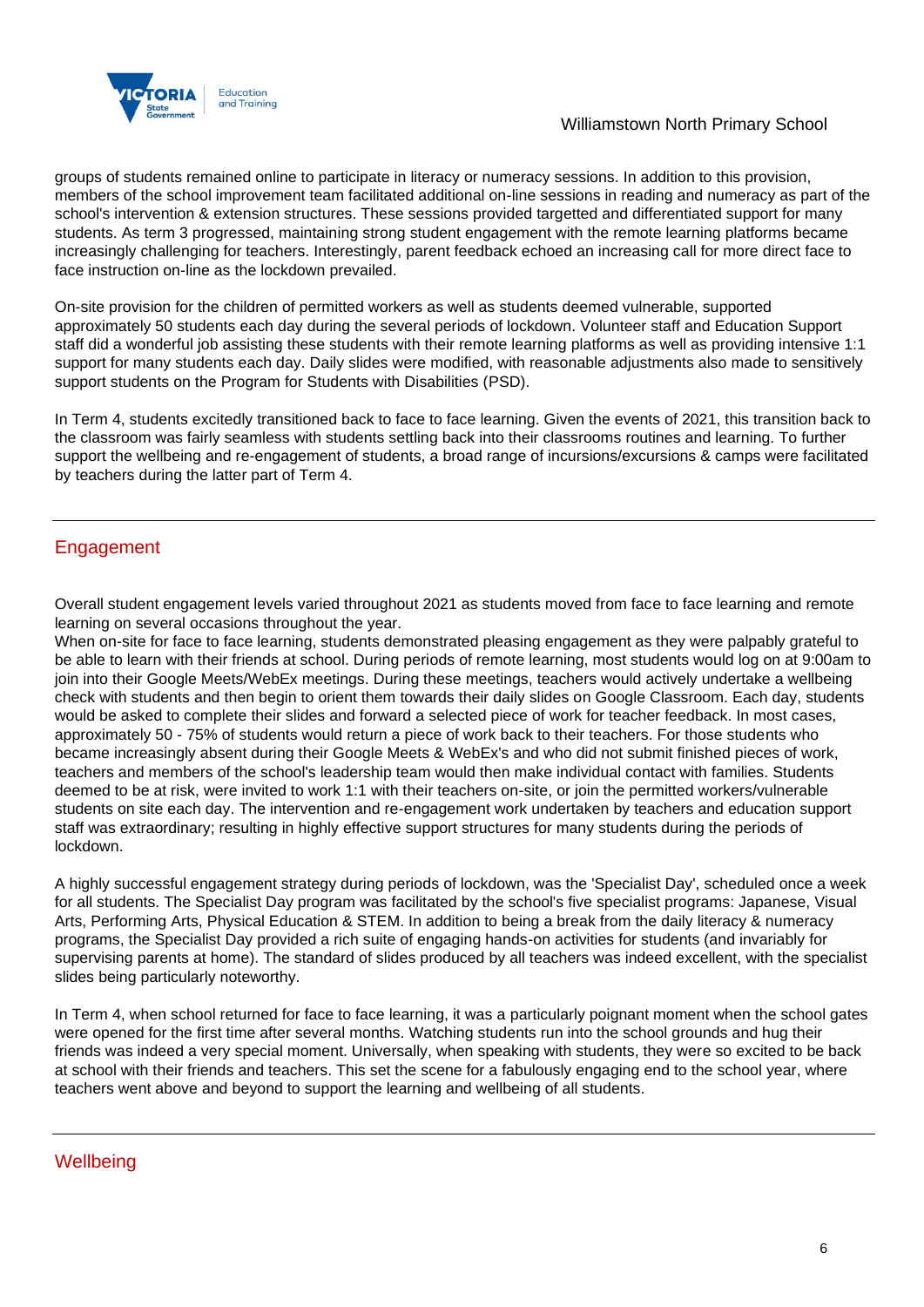groups of students remained online to participate in literacy or numeracy sessions. In addition to this provision, members of the school improvement team facilitated additional on-line sessions in reading and numeracy as part of the school's intervention & extension structures. These sessions provided targetted and differentiated support for many students. As term 3 progressed, maintaining strong student engagement with the remote learning platforms became increasingly challenging for teachers. Interestingly, parent feedback echoed an increasing call for more direct face to face instruction on-line as the lockdown prevailed.

On-site provision for the children of permitted workers as well as students deemed vulnerable, supported approximately 50 students each day during the several periods of lockdown. Volunteer staff and Education Support staff did a wonderful job assisting these students with their remote learning platforms as well as providing intensive 1:1 support for many students each day. Daily slides were modified, with reasonable adjustments also made to sensitively support students on the Program for Students with Disabilities (PSD).

In Term 4, students excitedly transitioned back to face to face learning. Given the events of 2021, this transition back to the classroom was fairly seamless with students settling back into their classrooms routines and learning. To further support the wellbeing and re-engagement of students, a broad range of incursions/excursions & camps were facilitated by teachers during the latter part of Term 4.

## Engagement

Overall student engagement levels varied throughout 2021 as students moved from face to face learning and remote learning on several occasions throughout the year.
When on-site for face to face learning, students demonstrated pleasing engagement as they were palpably grateful to be able to learn with their friends at school. During periods of remote learning, most students would log on at 9:00am to join into their Google Meets/WebEx meetings. During these meetings, teachers would actively undertake a wellbeing check with students and then begin to orient them towards their daily slides on Google Classroom. Each day, students would be asked to complete their slides and forward a selected piece of work for teacher feedback. In most cases, approximately 50 - 75% of students would return a piece of work back to their teachers. For those students who became increasingly absent during their Google Meets & WebEx's and who did not submit finished pieces of work, teachers and members of the school's leadership team would then make individual contact with families. Students deemed to be at risk, were invited to work 1:1 with their teachers on-site, or join the permitted workers/vulnerable students on site each day. The intervention and re-engagement work undertaken by teachers and education support staff was extraordinary; resulting in highly effective support structures for many students during the periods of lockdown.

A highly successful engagement strategy during periods of lockdown, was the 'Specialist Day', scheduled once a week for all students. The Specialist Day program was facilitated by the school's five specialist programs: Japanese, Visual Arts, Performing Arts, Physical Education & STEM. In addition to being a break from the daily literacy & numeracy programs, the Specialist Day provided a rich suite of engaging hands-on activities for students (and invariably for supervising parents at home). The standard of slides produced by all teachers was indeed excellent, with the specialist slides being particularly noteworthy.

In Term 4, when school returned for face to face learning, it was a particularly poignant moment when the school gates were opened for the first time after several months. Watching students run into the school grounds and hug their friends was indeed a very special moment. Universally, when speaking with students, they were so excited to be back at school with their friends and teachers. This set the scene for a fabulously engaging end to the school year, where teachers went above and beyond to support the learning and wellbeing of all students.

## Wellbeing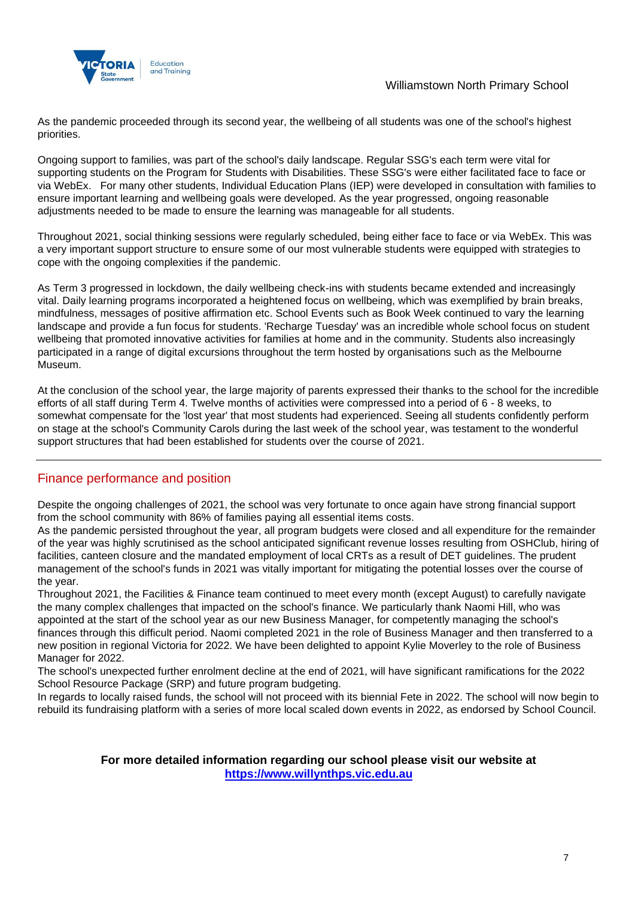As the pandemic proceeded through its second year, the wellbeing of all students was one of the school's highest priorities.

Ongoing support to families, was part of the school's daily landscape. Regular SSG's each term were vital for supporting students on the Program for Students with Disabilities. These SSG's were either facilitated face to face or via WebEx. For many other students, Individual Education Plans (IEP) were developed in consultation with families to ensure important learning and wellbeing goals were developed. As the year progressed, ongoing reasonable adjustments needed to be made to ensure the learning was manageable for all students.

Throughout 2021, social thinking sessions were regularly scheduled, being either face to face or via WebEx. This was a very important support structure to ensure some of our most vulnerable students were equipped with strategies to cope with the ongoing complexities if the pandemic.

As Term 3 progressed in lockdown, the daily wellbeing check-ins with students became extended and increasingly vital. Daily learning programs incorporated a heightened focus on wellbeing, which was exemplified by brain breaks, mindfulness, messages of positive affirmation etc. School Events such as Book Week continued to vary the learning landscape and provide a fun focus for students. 'Recharge Tuesday' was an incredible whole school focus on student wellbeing that promoted innovative activities for families at home and in the community. Students also increasingly participated in a range of digital excursions throughout the term hosted by organisations such as the Melbourne Museum.

At the conclusion of the school year, the large majority of parents expressed their thanks to the school for the incredible efforts of all staff during Term 4. Twelve months of activities were compressed into a period of 6 - 8 weeks, to somewhat compensate for the 'lost year' that most students had experienced. Seeing all students confidently perform on stage at the school's Community Carols during the last week of the school year, was testament to the wonderful support structures that had been established for students over the course of 2021.

## Finance performance and position

Despite the ongoing challenges of 2021, the school was very fortunate to once again have strong financial support from the school community with 86% of families paying all essential items costs.

As the pandemic persisted throughout the year, all program budgets were closed and all expenditure for the remainder of the year was highly scrutinised as the school anticipated significant revenue losses resulting from OSHClub, hiring of facilities, canteen closure and the mandated employment of local CRTs as a result of DET guidelines. The prudent management of the school's funds in 2021 was vitally important for mitigating the potential losses over the course of the year.

Throughout 2021, the Facilities & Finance team continued to meet every month (except August) to carefully navigate the many complex challenges that impacted on the school's finance. We particularly thank Naomi Hill, who was appointed at the start of the school year as our new Business Manager, for competently managing the school's finances through this difficult period. Naomi completed 2021 in the role of Business Manager and then transferred to a new position in regional Victoria for 2022. We have been delighted to appoint Kylie Moverley to the role of Business Manager for 2022.

The school's unexpected further enrolment decline at the end of 2021, will have significant ramifications for the 2022 School Resource Package (SRP) and future program budgeting.

In regards to locally raised funds, the school will not proceed with its biennial Fete in 2022. The school will now begin to rebuild its fundraising platform with a series of more local scaled down events in 2022, as endorsed by School Council.

**For more detailed information regarding our school please visit our website at [https://www.willynthps.vic.edu.au](https://www.willynthps.vic.edu.au)**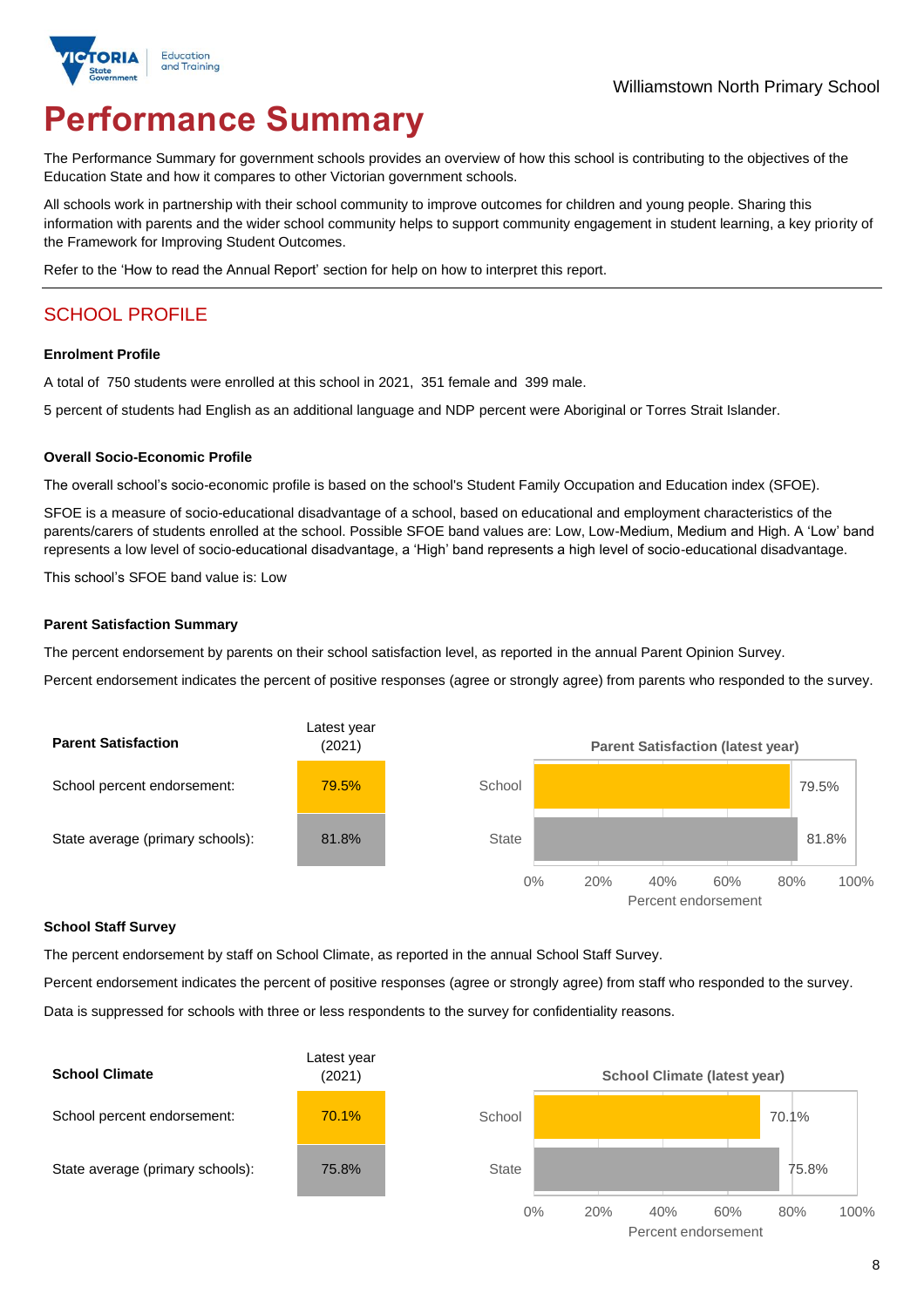Williamstown North Primary School

# Performance Summary

The Performance Summary for government schools provides an overview of how this school is contributing to the objectives of the Education State and how it compares to other Victorian government schools.

All schools work in partnership with their school community to improve outcomes for children and young people. Sharing this information with parents and the wider school community helps to support community engagement in student learning, a key priority of the Framework for Improving Student Outcomes.

Refer to the 'How to read the Annual Report' section for help on how to interpret this report.

## SCHOOL PROFILE

### Enrolment Profile

A total of 750 students were enrolled at this school in 2021, 351 female and 399 male.

5 percent of students had English as an additional language and NDP percent were Aboriginal or Torres Strait Islander.

### Overall Socio-Economic Profile

The overall school's socio-economic profile is based on the school's Student Family Occupation and Education index (SFOE).

SFOE is a measure of socio-educational disadvantage of a school, based on educational and employment characteristics of the parents/carers of students enrolled at the school. Possible SFOE band values are: Low, Low-Medium, Medium and High. A 'Low' band represents a low level of socio-educational disadvantage, a 'High' band represents a high level of socio-educational disadvantage.

This school's SFOE band value is: Low

### Parent Satisfaction Summary

The percent endorsement by parents on their school satisfaction level, as reported in the annual Parent Opinion Survey.

Percent endorsement indicates the percent of positive responses (agree or strongly agree) from parents who responded to the survey.

| Parent Satisfaction | Latest year (2021) |
|---|---|
| School percent endorsement: | 79.5% |
| State average (primary schools): | 81.8% |

Parent Satisfaction (latest year)

| | Percent endorsement |
|---|---|
| School | 79.5% |
| State | 81.8% |

### School Staff Survey

The percent endorsement by staff on School Climate, as reported in the annual School Staff Survey.

Percent endorsement indicates the percent of positive responses (agree or strongly agree) from staff who responded to the survey.

Data is suppressed for schools with three or less respondents to the survey for confidentiality reasons.

| School Climate | Latest year (2021) |
|---|---|
| School percent endorsement: | 70.1% |
| State average (primary schools): | 75.8% |

School Climate (latest year)

| | Percent endorsement |
|---|---|
| School | 70.1% |
| State | 75.8% |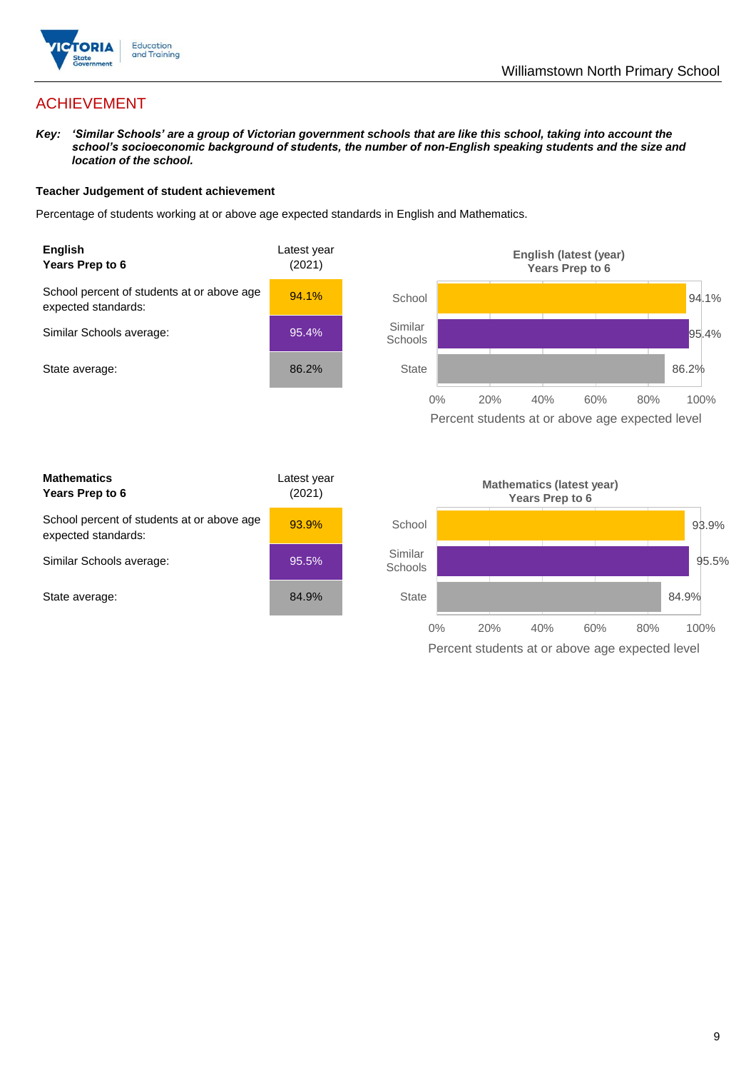# ACHIEVEMENT

***Key:** 'Similar Schools' are a group of Victorian government schools that are like this school, taking into account the school's socioeconomic background of students, the number of non-English speaking students and the size and location of the school.*

**Teacher Judgement of student achievement**

Percentage of students working at or above age expected standards in English and Mathematics.

| **English**<br>**Years Prep to 6** | Latest year (2021) |
|---|---|
| School percent of students at or above age expected standards: | 94.1% |
| Similar Schools average: | 95.4% |
| State average: | 86.2% |

**English (latest (year) Years Prep to 6**

| | Percent students at or above age expected level |
|---|---|
| School | 94.1% |
| Similar Schools | 95.4% |
| State | 86.2% |

| **Mathematics**<br>**Years Prep to 6** | Latest year (2021) |
|---|---|
| School percent of students at or above age expected standards: | 93.9% |
| Similar Schools average: | 95.5% |
| State average: | 84.9% |

**Mathematics (latest year) Years Prep to 6**

| | Percent students at or above age expected level |
|---|---|
| School | 93.9% |
| Similar Schools | 95.5% |
| State | 84.9% |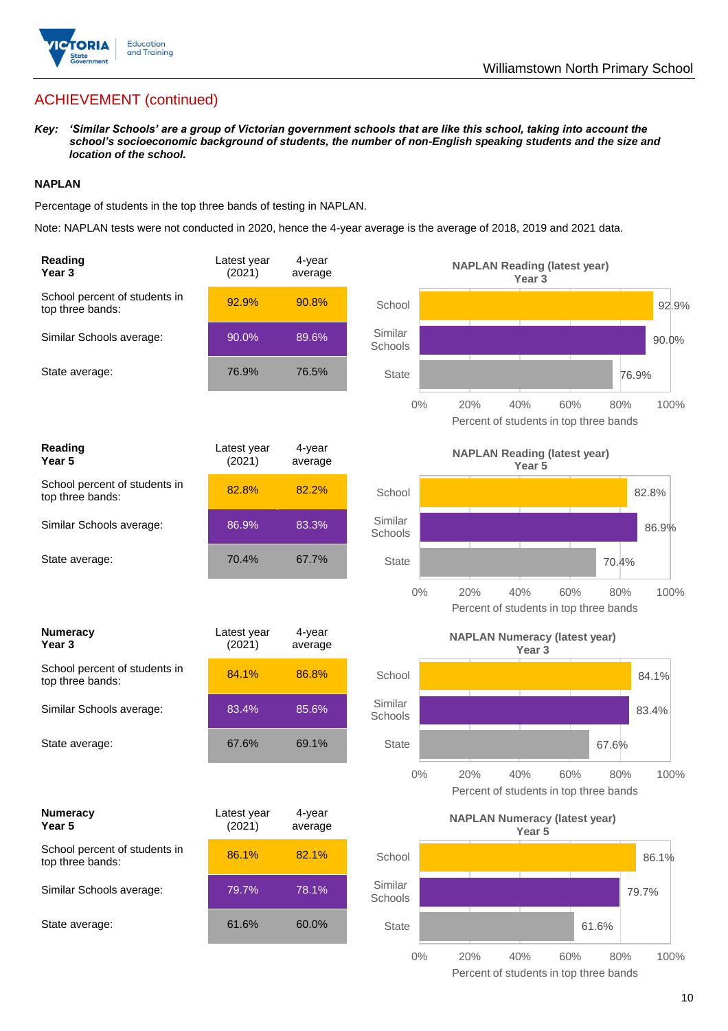## ACHIEVEMENT (continued)

***Key:* *'Similar Schools' are a group of Victorian government schools that are like this school, taking into account the school's socioeconomic background of students, the number of non-English speaking students and the size and location of the school.***

**NAPLAN**

Percentage of students in the top three bands of testing in NAPLAN.

Note: NAPLAN tests were not conducted in 2020, hence the 4-year average is the average of 2018, 2019 and 2021 data.

| **Reading Year 3** | Latest year (2021) | 4-year average |
|---|---|---|
| School percent of students in top three bands: | 92.9% | 90.8% |
| Similar Schools average: | 90.0% | 89.6% |
| State average: | 76.9% | 76.5% |

**NAPLAN Reading (latest year) Year 3**

| | Percent of students in top three bands |
|---|---|
| School | 92.9% |
| Similar Schools | 90.0% |
| State | 76.9% |

| **Reading Year 5** | Latest year (2021) | 4-year average |
|---|---|---|
| School percent of students in top three bands: | 82.8% | 82.2% |
| Similar Schools average: | 86.9% | 83.3% |
| State average: | 70.4% | 67.7% |

**NAPLAN Reading (latest year) Year 5**

| | Percent of students in top three bands |
|---|---|
| School | 82.8% |
| Similar Schools | 86.9% |
| State | 70.4% |

| **Numeracy Year 3** | Latest year (2021) | 4-year average |
|---|---|---|
| School percent of students in top three bands: | 84.1% | 86.8% |
| Similar Schools average: | 83.4% | 85.6% |
| State average: | 67.6% | 69.1% |

**NAPLAN Numeracy (latest year) Year 3**

| | Percent of students in top three bands |
|---|---|
| School | 84.1% |
| Similar Schools | 83.4% |
| State | 67.6% |

| **Numeracy Year 5** | Latest year (2021) | 4-year average |
|---|---|---|
| School percent of students in top three bands: | 86.1% | 82.1% |
| Similar Schools average: | 79.7% | 78.1% |
| State average: | 61.6% | 60.0% |

**NAPLAN Numeracy (latest year) Year 5**

| | Percent of students in top three bands |
|---|---|
| School | 86.1% |
| Similar Schools | 79.7% |
| State | 61.6% |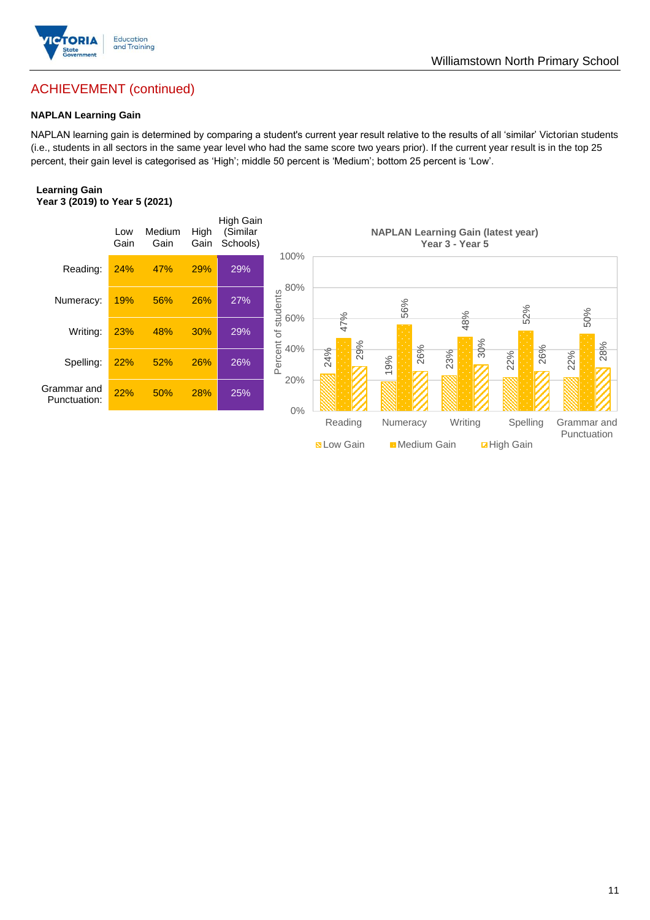## ACHIEVEMENT (continued)

### NAPLAN Learning Gain

NAPLAN learning gain is determined by comparing a student's current year result relative to the results of all 'similar' Victorian students (i.e., students in all sectors in the same year level who had the same score two years prior). If the current year result is in the top 25 percent, their gain level is categorised as 'High'; middle 50 percent is 'Medium'; bottom 25 percent is 'Low'.

**Learning Gain**
**Year 3 (2019) to Year 5 (2021)**

| | Low Gain | Medium Gain | High Gain | High Gain (Similar Schools) |
|---|---|---|---|---|
| Reading: | 24% | 47% | 29% | 29% |
| Numeracy: | 19% | 56% | 26% | 27% |
| Writing: | 23% | 48% | 30% | 29% |
| Spelling: | 22% | 52% | 26% | 26% |
| Grammar and Punctuation: | 22% | 50% | 28% | 25% |

**NAPLAN Learning Gain (latest year)**
**Year 3 - Year 5**

| | Low Gain | Medium Gain | High Gain |
|---|---|---|---|
| Reading | 24% | 47% | 29% |
| Numeracy | 19% | 56% | 26% |
| Writing | 23% | 48% | 30% |
| Spelling | 22% | 52% | 26% |
| Grammar and Punctuation | 22% | 50% | 28% |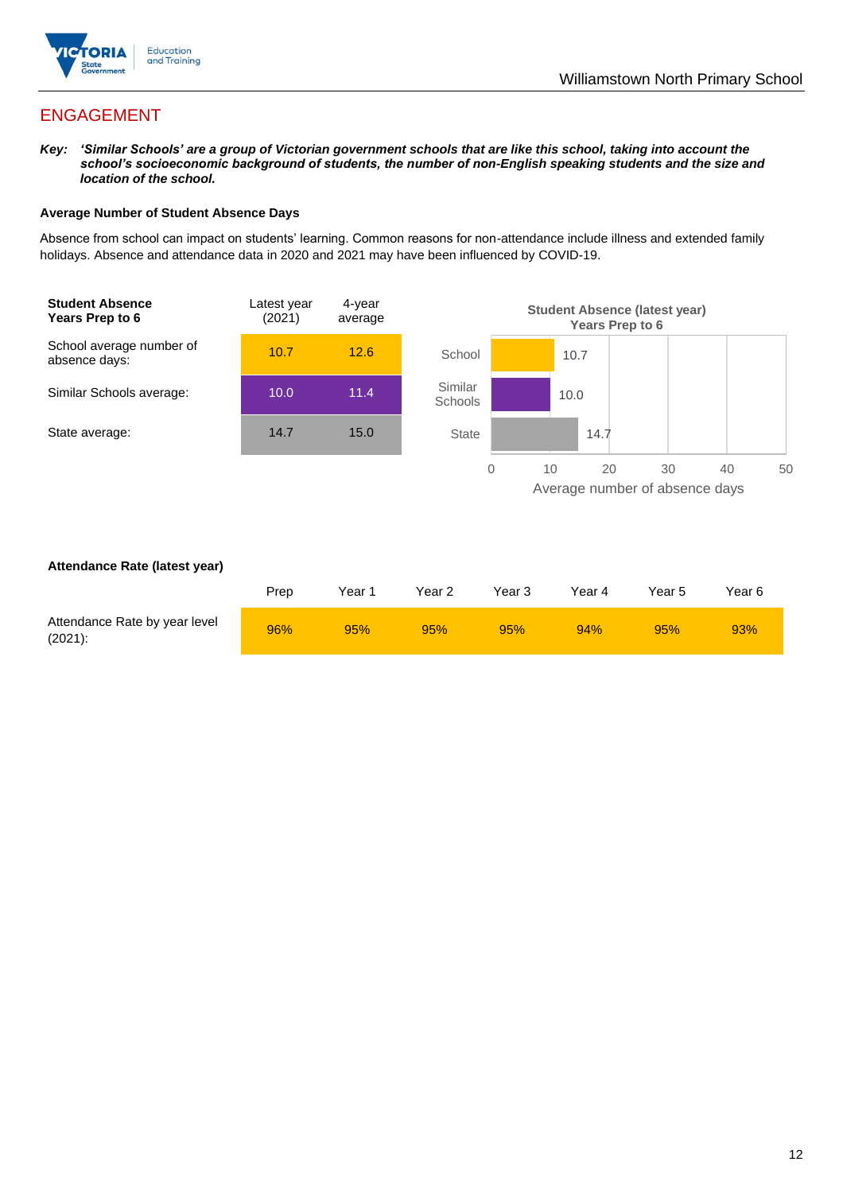# ENGAGEMENT

***Key:** 'Similar Schools' are a group of Victorian government schools that are like this school, taking into account the school's socioeconomic background of students, the number of non-English speaking students and the size and location of the school.*

### Average Number of Student Absence Days

Absence from school can impact on students' learning. Common reasons for non-attendance include illness and extended family holidays. Absence and attendance data in 2020 and 2021 may have been influenced by COVID-19.

| Student Absence Years Prep to 6 | Latest year (2021) | 4-year average |
|---|---|---|
| School average number of absence days: | 10.7 | 12.6 |
| Similar Schools average: | 10.0 | 11.4 |
| State average: | 14.7 | 15.0 |

**Student Absence (latest year) Years Prep to 6**

| | Average number of absence days |
|---|---|
| School | 10.7 |
| Similar Schools | 10.0 |
| State | 14.7 |

**Attendance Rate (latest year)**

| | Prep | Year 1 | Year 2 | Year 3 | Year 4 | Year 5 | Year 6 |
|---|---|---|---|---|---|---|---|
| Attendance Rate by year level (2021): | 96% | 95% | 95% | 95% | 94% | 95% | 93% |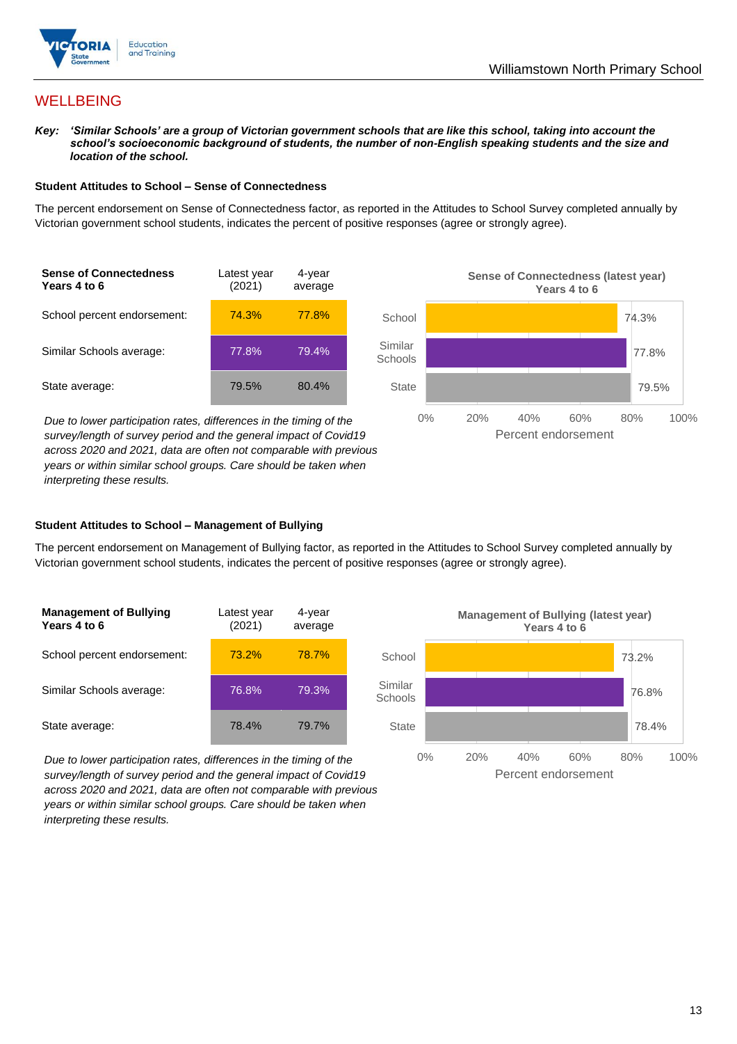## WELLBEING

***Key:*** ***'Similar Schools' are a group of Victorian government schools that are like this school, taking into account the school's socioeconomic background of students, the number of non-English speaking students and the size and location of the school.***

### Student Attitudes to School – Sense of Connectedness

The percent endorsement on Sense of Connectedness factor, as reported in the Attitudes to School Survey completed annually by Victorian government school students, indicates the percent of positive responses (agree or strongly agree).

| Sense of Connectedness Years 4 to 6 | Latest year (2021) | 4-year average |
|---|---|---|
| School percent endorsement: | 74.3% | 77.8% |
| Similar Schools average: | 77.8% | 79.4% |
| State average: | 79.5% | 80.4% |

*Due to lower participation rates, differences in the timing of the survey/length of survey period and the general impact of Covid19 across 2020 and 2021, data are often not comparable with previous years or within similar school groups. Care should be taken when interpreting these results.*

**Sense of Connectedness (latest year) Years 4 to 6**

| | Percent endorsement |
|---|---|
| School | 74.3% |
| Similar Schools | 77.8% |
| State | 79.5% |

### Student Attitudes to School – Management of Bullying

The percent endorsement on Management of Bullying factor, as reported in the Attitudes to School Survey completed annually by Victorian government school students, indicates the percent of positive responses (agree or strongly agree).

| Management of Bullying Years 4 to 6 | Latest year (2021) | 4-year average |
|---|---|---|
| School percent endorsement: | 73.2% | 78.7% |
| Similar Schools average: | 76.8% | 79.3% |
| State average: | 78.4% | 79.7% |

*Due to lower participation rates, differences in the timing of the survey/length of survey period and the general impact of Covid19 across 2020 and 2021, data are often not comparable with previous years or within similar school groups. Care should be taken when interpreting these results.*

**Management of Bullying (latest year) Years 4 to 6**

| | Percent endorsement |
|---|---|
| School | 73.2% |
| Similar Schools | 76.8% |
| State | 78.4% |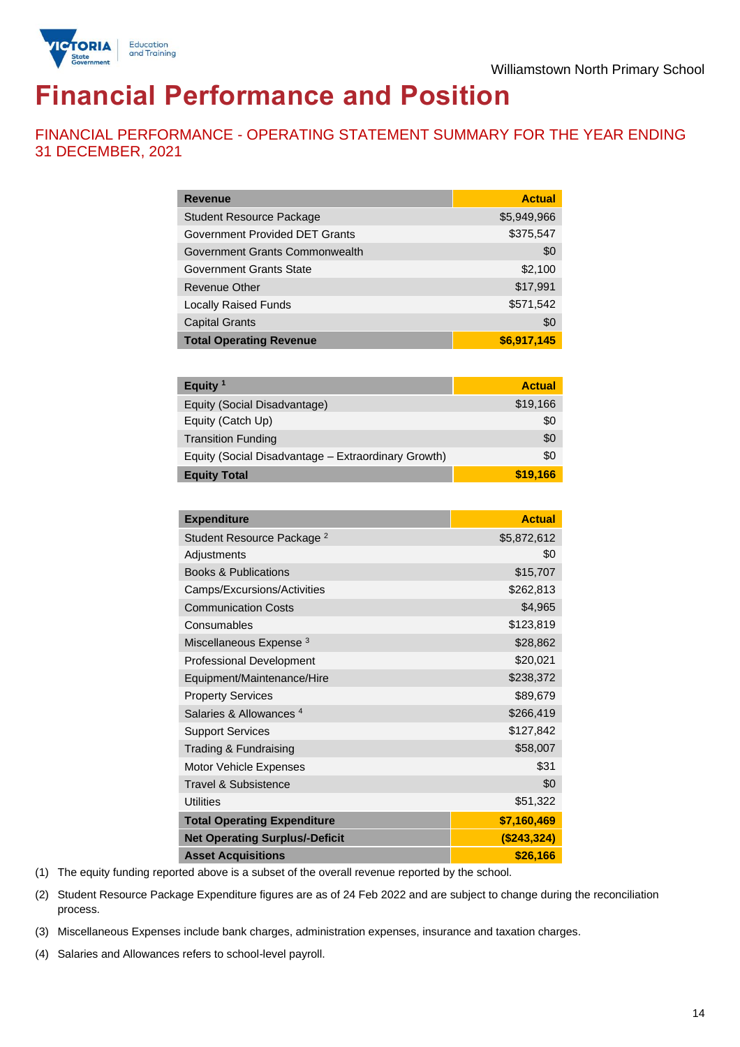# Financial Performance and Position

## FINANCIAL PERFORMANCE - OPERATING STATEMENT SUMMARY FOR THE YEAR ENDING 31 DECEMBER, 2021

| Revenue | Actual |
|---|---|
| Student Resource Package | $5,949,966 |
| Government Provided DET Grants | $375,547 |
| Government Grants Commonwealth | $0 |
| Government Grants State | $2,100 |
| Revenue Other | $17,991 |
| Locally Raised Funds | $571,542 |
| Capital Grants | $0 |
| **Total Operating Revenue** | **$6,917,145** |

| Equity [1] | Actual |
|---|---|
| Equity (Social Disadvantage) | $19,166 |
| Equity (Catch Up) | $0 |
| Transition Funding | $0 |
| Equity (Social Disadvantage – Extraordinary Growth) | $0 |
| **Equity Total** | **$19,166** |

| Expenditure | Actual |
|---|---|
| Student Resource Package [2] | $5,872,612 |
| Adjustments | $0 |
| Books & Publications | $15,707 |
| Camps/Excursions/Activities | $262,813 |
| Communication Costs | $4,965 |
| Consumables | $123,819 |
| Miscellaneous Expense [3] | $28,862 |
| Professional Development | $20,021 |
| Equipment/Maintenance/Hire | $238,372 |
| Property Services | $89,679 |
| Salaries & Allowances [4] | $266,419 |
| Support Services | $127,842 |
| Trading & Fundraising | $58,007 |
| Motor Vehicle Expenses | $31 |
| Travel & Subsistence | $0 |
| Utilities | $51,322 |
| **Total Operating Expenditure** | **$7,160,469** |
| **Net Operating Surplus/-Deficit** | **($243,324)** |
| **Asset Acquisitions** | **$26,166** |

(1) The equity funding reported above is a subset of the overall revenue reported by the school.

(2) Student Resource Package Expenditure figures are as of 24 Feb 2022 and are subject to change during the reconciliation process.

(3) Miscellaneous Expenses include bank charges, administration expenses, insurance and taxation charges.

(4) Salaries and Allowances refers to school-level payroll.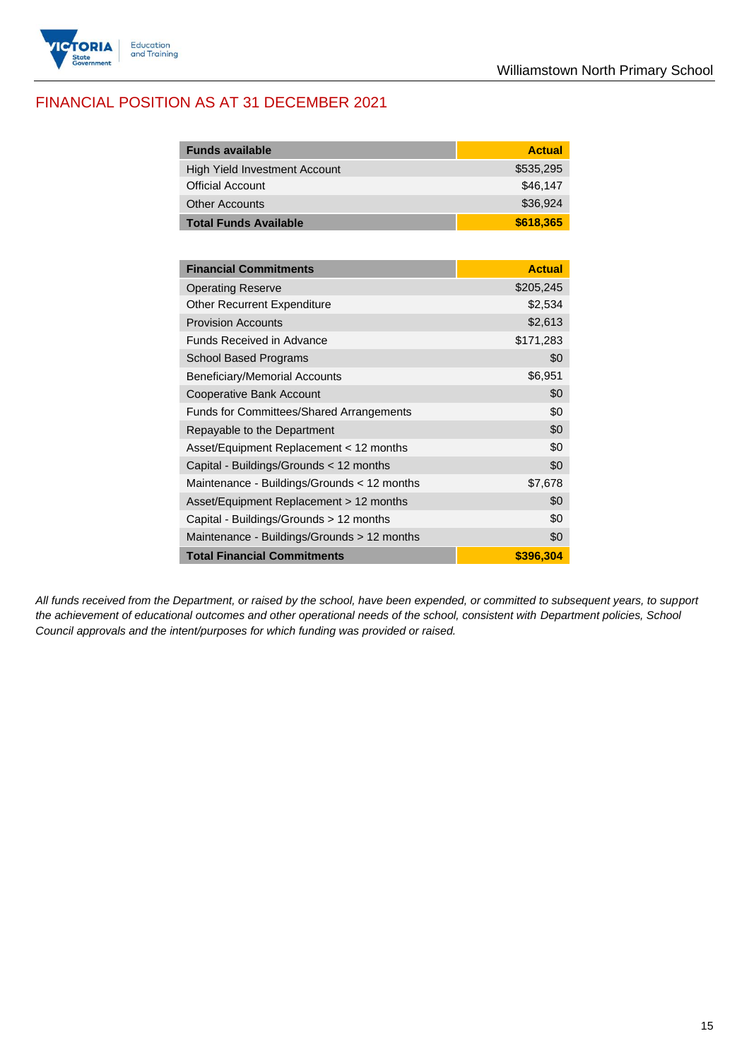## FINANCIAL POSITION AS AT 31 DECEMBER 2021

| Funds available | Actual |
|---|---|
| High Yield Investment Account | $535,295 |
| Official Account | $46,147 |
| Other Accounts | $36,924 |
| **Total Funds Available** | **$618,365** |

| Financial Commitments | Actual |
|---|---|
| Operating Reserve | $205,245 |
| Other Recurrent Expenditure | $2,534 |
| Provision Accounts | $2,613 |
| Funds Received in Advance | $171,283 |
| School Based Programs | $0 |
| Beneficiary/Memorial Accounts | $6,951 |
| Cooperative Bank Account | $0 |
| Funds for Committees/Shared Arrangements | $0 |
| Repayable to the Department | $0 |
| Asset/Equipment Replacement < 12 months | $0 |
| Capital - Buildings/Grounds < 12 months | $0 |
| Maintenance - Buildings/Grounds < 12 months | $7,678 |
| Asset/Equipment Replacement > 12 months | $0 |
| Capital - Buildings/Grounds > 12 months | $0 |
| Maintenance - Buildings/Grounds > 12 months | $0 |
| **Total Financial Commitments** | **$396,304** |

*All funds received from the Department, or raised by the school, have been expended, or committed to subsequent years, to support the achievement of educational outcomes and other operational needs of the school, consistent with Department policies, School Council approvals and the intent/purposes for which funding was provided or raised.*